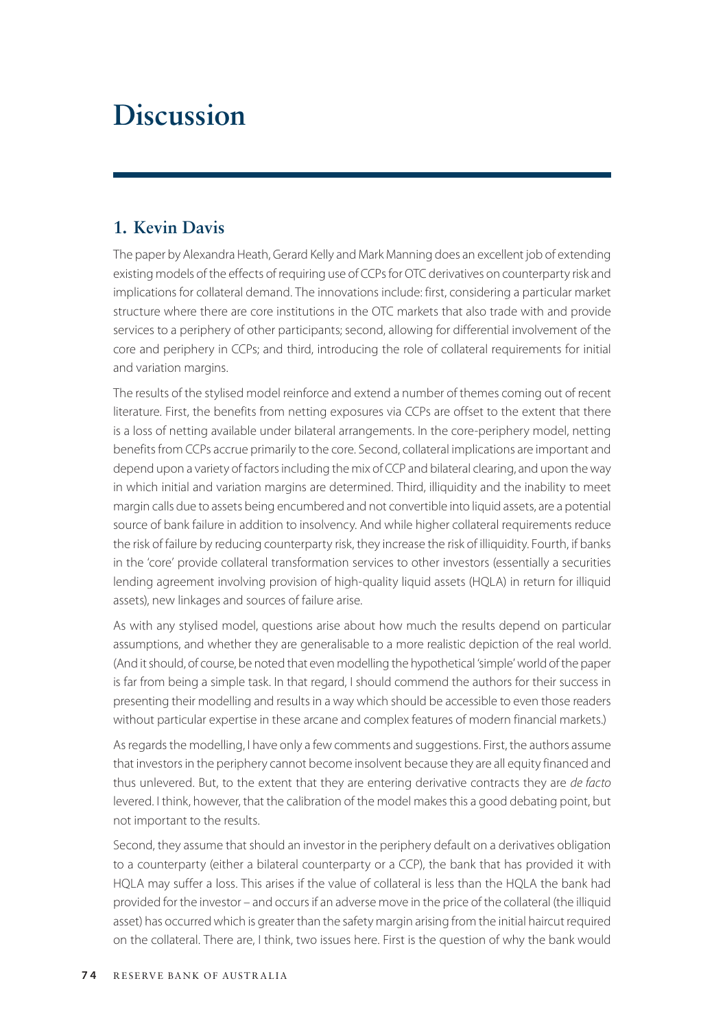# Discussion

## 1. Kevin Davis

The paper by Alexandra Heath, Gerard Kelly and Mark Manning does an excellent job of extending existing models of the effects of requiring use of CCPs for OTC derivatives on counterparty risk and implications for collateral demand. The innovations include: first, considering a particular market structure where there are core institutions in the OTC markets that also trade with and provide services to a periphery of other participants; second, allowing for differential involvement of the core and periphery in CCPs; and third, introducing the role of collateral requirements for initial and variation margins.

The results of the stylised model reinforce and extend a number of themes coming out of recent literature. First, the benefits from netting exposures via CCPs are offset to the extent that there is a loss of netting available under bilateral arrangements. In the core-periphery model, netting benefits from CCPs accrue primarily to the core. Second, collateral implications are important and depend upon a variety of factors including the mix of CCP and bilateral clearing, and upon the way in which initial and variation margins are determined. Third, illiquidity and the inability to meet margin calls due to assets being encumbered and not convertible into liquid assets, are a potential source of bank failure in addition to insolvency. And while higher collateral requirements reduce the risk of failure by reducing counterparty risk, they increase the risk of illiquidity. Fourth, if banks in the 'core' provide collateral transformation services to other investors (essentially a securities lending agreement involving provision of high-quality liquid assets (HQLA) in return for illiquid assets), new linkages and sources of failure arise.

As with any stylised model, questions arise about how much the results depend on particular assumptions, and whether they are generalisable to a more realistic depiction of the real world. (And it should, of course, be noted that even modelling the hypothetical 'simple' world of the paper is far from being a simple task. In that regard, I should commend the authors for their success in presenting their modelling and results in a way which should be accessible to even those readers without particular expertise in these arcane and complex features of modern financial markets.)

As regards the modelling, I have only a few comments and suggestions. First, the authors assume that investors in the periphery cannot become insolvent because they are all equity financed and thus unlevered. But, to the extent that they are entering derivative contracts they are *de facto* levered. I think, however, that the calibration of the model makes this a good debating point, but not important to the results.

Second, they assume that should an investor in the periphery default on a derivatives obligation to a counterparty (either a bilateral counterparty or a CCP), the bank that has provided it with HQLA may suffer a loss. This arises if the value of collateral is less than the HQLA the bank had provided for the investor – and occurs if an adverse move in the price of the collateral (the illiquid asset) has occurred which is greater than the safety margin arising from the initial haircut required on the collateral. There are, I think, two issues here. First is the question of why the bank would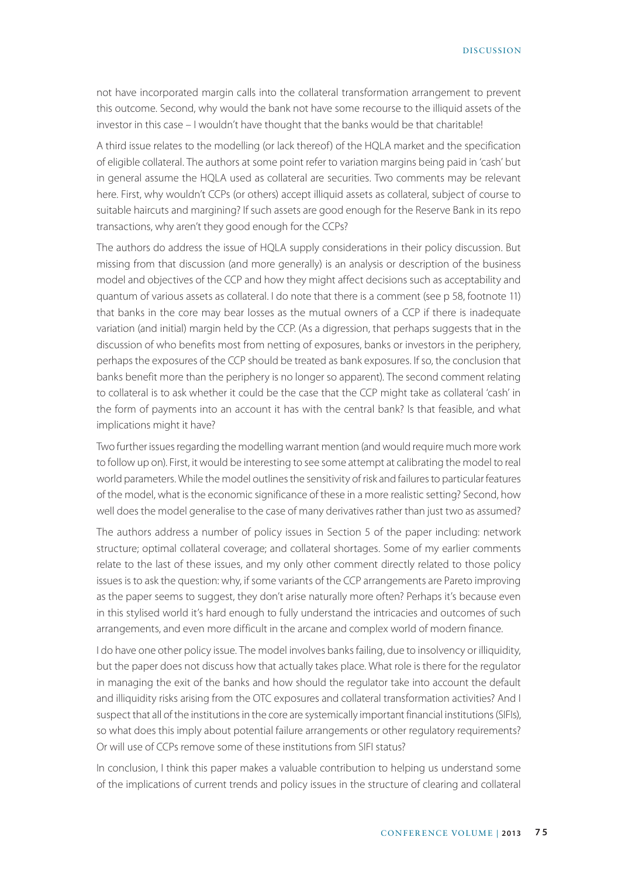not have incorporated margin calls into the collateral transformation arrangement to prevent this outcome. Second, why would the bank not have some recourse to the illiquid assets of the investor in this case – I wouldn't have thought that the banks would be that charitable!

A third issue relates to the modelling (or lack thereof) of the HQLA market and the specification of eligible collateral. The authors at some point refer to variation margins being paid in 'cash' but in general assume the HQLA used as collateral are securities. Two comments may be relevant here. First, why wouldn't CCPs (or others) accept illiquid assets as collateral, subject of course to suitable haircuts and margining? If such assets are good enough for the Reserve Bank in its repo transactions, why aren't they good enough for the CCPs?

The authors do address the issue of HQLA supply considerations in their policy discussion. But missing from that discussion (and more generally) is an analysis or description of the business model and objectives of the CCP and how they might affect decisions such as acceptability and quantum of various assets as collateral. I do note that there is a comment (see p 58, footnote 11) that banks in the core may bear losses as the mutual owners of a CCP if there is inadequate variation (and initial) margin held by the CCP. (As a digression, that perhaps suggests that in the discussion of who benefits most from netting of exposures, banks or investors in the periphery, perhaps the exposures of the CCP should be treated as bank exposures. If so, the conclusion that banks benefit more than the periphery is no longer so apparent). The second comment relating to collateral is to ask whether it could be the case that the CCP might take as collateral 'cash' in the form of payments into an account it has with the central bank? Is that feasible, and what implications might it have?

Two further issues regarding the modelling warrant mention (and would require much more work to follow up on). First, it would be interesting to see some attempt at calibrating the model to real world parameters. While the model outlines the sensitivity of risk and failures to particular features of the model, what is the economic significance of these in a more realistic setting? Second, how well does the model generalise to the case of many derivatives rather than just two as assumed?

The authors address a number of policy issues in Section 5 of the paper including: network structure; optimal collateral coverage; and collateral shortages. Some of my earlier comments relate to the last of these issues, and my only other comment directly related to those policy issues is to ask the question: why, if some variants of the CCP arrangements are Pareto improving as the paper seems to suggest, they don't arise naturally more often? Perhaps it's because even in this stylised world it's hard enough to fully understand the intricacies and outcomes of such arrangements, and even more difficult in the arcane and complex world of modern finance.

I do have one other policy issue. The model involves banks failing, due to insolvency or illiquidity, but the paper does not discuss how that actually takes place. What role is there for the regulator in managing the exit of the banks and how should the regulator take into account the default and illiquidity risks arising from the OTC exposures and collateral transformation activities? And I suspect that all of the institutions in the core are systemically important financial institutions (SIFIs), so what does this imply about potential failure arrangements or other regulatory requirements? Or will use of CCPs remove some of these institutions from SIFI status?

In conclusion, I think this paper makes a valuable contribution to helping us understand some of the implications of current trends and policy issues in the structure of clearing and collateral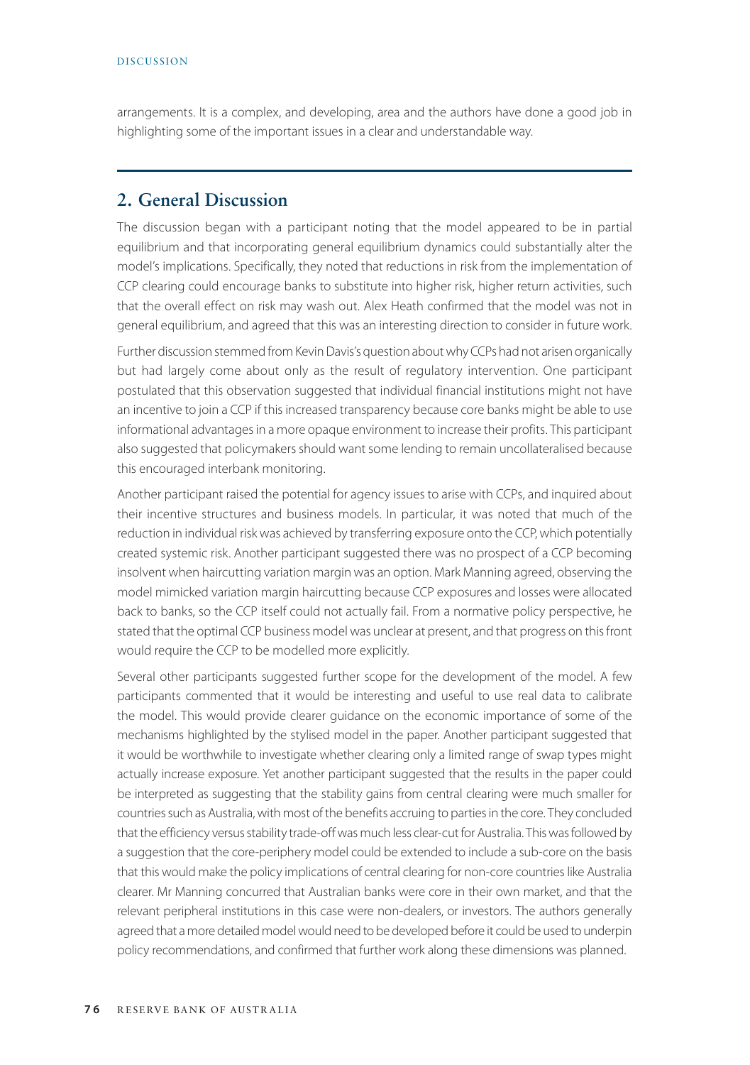arrangements. It is a complex, and developing, area and the authors have done a good job in highlighting some of the important issues in a clear and understandable way.

## 2. General Discussion

The discussion began with a participant noting that the model appeared to be in partial equilibrium and that incorporating general equilibrium dynamics could substantially alter the model's implications. Specifically, they noted that reductions in risk from the implementation of CCP clearing could encourage banks to substitute into higher risk, higher return activities, such that the overall effect on risk may wash out. Alex Heath confirmed that the model was not in general equilibrium, and agreed that this was an interesting direction to consider in future work.

Further discussion stemmed from Kevin Davis's question about why CCPs had not arisen organically but had largely come about only as the result of regulatory intervention. One participant postulated that this observation suggested that individual financial institutions might not have an incentive to join a CCP if this increased transparency because core banks might be able to use informational advantages in a more opaque environment to increase their profits. This participant also suggested that policymakers should want some lending to remain uncollateralised because this encouraged interbank monitoring.

Another participant raised the potential for agency issues to arise with CCPs, and inquired about their incentive structures and business models. In particular, it was noted that much of the reduction in individual risk was achieved by transferring exposure onto the CCP, which potentially created systemic risk. Another participant suggested there was no prospect of a CCP becoming insolvent when haircutting variation margin was an option. Mark Manning agreed, observing the model mimicked variation margin haircutting because CCP exposures and losses were allocated back to banks, so the CCP itself could not actually fail. From a normative policy perspective, he stated that the optimal CCP business model was unclear at present, and that progress on this front would require the CCP to be modelled more explicitly.

Several other participants suggested further scope for the development of the model. A few participants commented that it would be interesting and useful to use real data to calibrate the model. This would provide clearer guidance on the economic importance of some of the mechanisms highlighted by the stylised model in the paper. Another participant suggested that it would be worthwhile to investigate whether clearing only a limited range of swap types might actually increase exposure. Yet another participant suggested that the results in the paper could be interpreted as suggesting that the stability gains from central clearing were much smaller for countries such as Australia, with most of the benefits accruing to parties in the core. They concluded that the efficiency versus stability trade-off was much less clear-cut for Australia. This was followed by a suggestion that the core-periphery model could be extended to include a sub-core on the basis that this would make the policy implications of central clearing for non-core countries like Australia clearer. Mr Manning concurred that Australian banks were core in their own market, and that the relevant peripheral institutions in this case were non-dealers, or investors. The authors generally agreed that a more detailed model would need to be developed before it could be used to underpin policy recommendations, and confirmed that further work along these dimensions was planned.